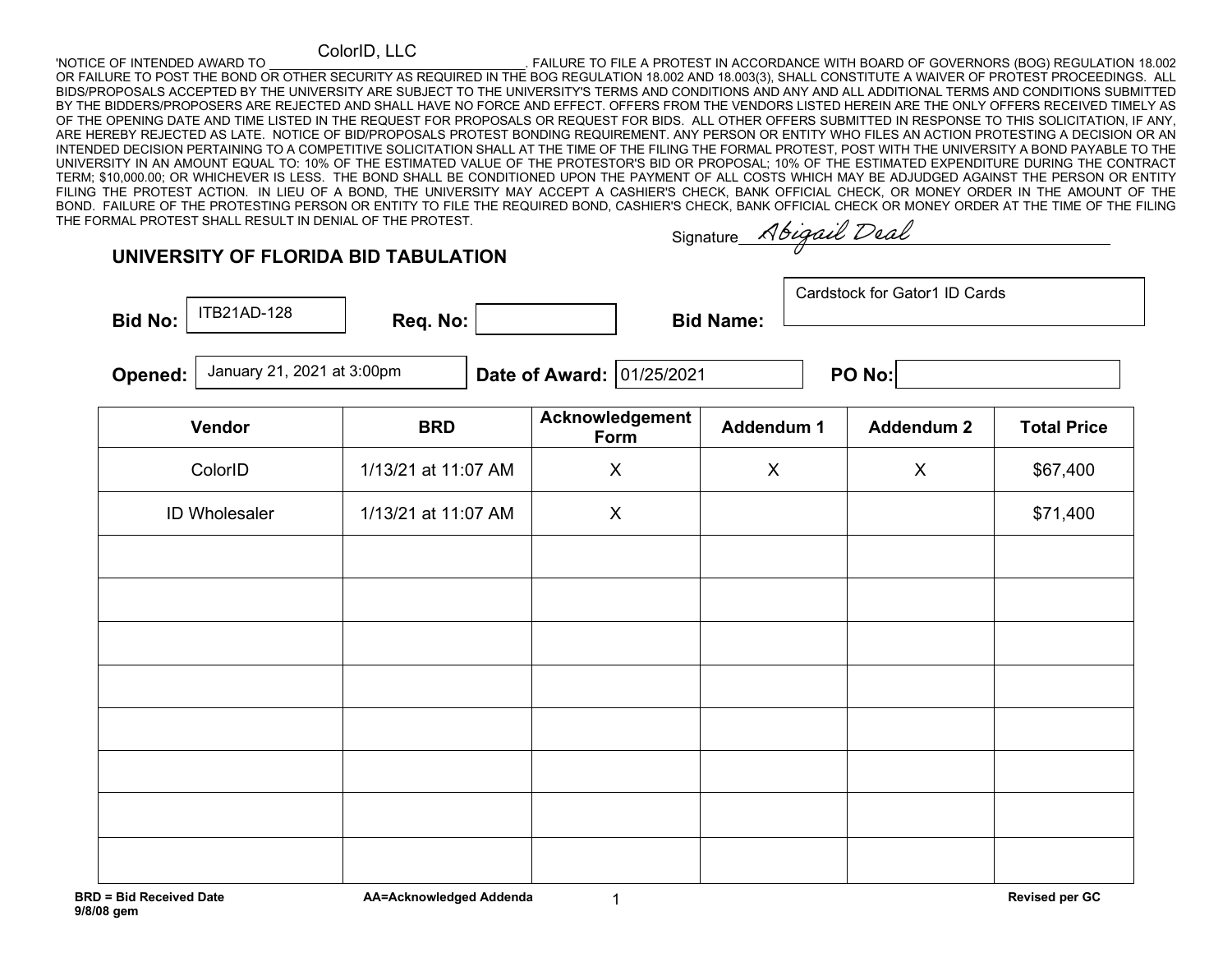'NOTICE OF INTENDED AWARD TO ColorID, LLC. FAILURE TO FILE A PROTEST IN ACCORDANCE WITH BOARD OF GOVERNORS (BOG) REGULATION 18.002 OR FAILURE TO POST THE BOND OR OTHER SECURITY AS REQUIRED IN THE BOG REGULATION 18.002 AND 18.003(3), SHALL CONSTITUTE A WAIVER OF PROTEST PROCEEDINGS. ALL BIDS/PROPOSALS ACCEPTED BY THE UNIVERSITY ARE SUBJECT TO THE UNIVERSITY'S TERMS AND CONDITIONS AND ANY AND ALL ADDITIONAL TERMS AND CONDITIONS SUBMITTED BY THE BIDDERS/PROPOSERS ARE REJECTED AND SHALL HAVE NO FORCE AND EFFECT. OFFERS FROM THE VENDORS LISTED HEREIN ARE THE ONLY OFFERS RECEIVED TIMELY AS OF THE OPENING DATE AND TIME LISTED IN THE REQUEST FOR PROPOSALS OR REQUEST FOR BIDS. ALL OTHER OFFERS SUBMITTED IN RESPONSE TO THIS SOLICITATION, IF ANY, ARE HEREBY REJECTED AS LATE. NOTICE OF BID/PROPOSALS PROTEST BONDING REQUIREMENT. ANY PERSON OR ENTITY WHO FILES AN ACTION PROTESTING A DECISION OR AN INTENDED DECISION PERTAINING TO A COMPETITIVE SOLICITATION SHALL AT THE TIME OF THE FILING THE FORMAL PROTEST, POST WITH THE UNIVERSITY A BOND PAYABLE TO THE UNIVERSITY IN AN AMOUNT EQUAL TO: 10% OF THE ESTIMATED VALUE OF THE PROTESTOR'S BID OR PROPOSAL; 10% OF THE ESTIMATED EXPENDITURE DURING THE CONTRACT TERM; $10,000.00; OR WHICHEVER IS LESS. THE BOND SHALL BE CONDITIONED UPON THE PAYMENT OF ALL COSTS WHICH MAY BE ADJUDGED AGAINST THE PERSON OR ENTITY FILING THE PROTEST ACTION. IN LIEU OF A BOND, THE UNIVERSITY MAY ACCEPT A CASHIER'S CHECK, BANK OFFICIAL CHECK, OR MONEY ORDER IN THE AMOUNT OF THE BOND. FAILURE OF THE PROTESTING PERSON OR ENTITY TO FILE THE REQUIRED BOND, CASHIER'S CHECK, BANK OFFICIAL CHECK OR MONEY ORDER AT THE TIME OF THE FILING THE FORMAL PROTEST SHALL RESULT IN DENIAL OF THE PROTEST.

Signature: Abigail Deal

## UNIVERSITY OF FLORIDA BID TABULATION

**Bid No:** ITB21AD-128 **Req. No:** **Bid Name:** Cardstock for Gator1 ID Cards

**Opened:** January 21, 2021 at 3:00pm **Date of Award:** 01/25/2021 **PO No:**

| Vendor | BRD | Acknowledgement Form | Addendum 1 | Addendum 2 | Total Price |
|---|---|---|---|---|---|
| ColorID | 1/13/21 at 11:07 AM | X | X | X | $67,400 |
| ID Wholesaler | 1/13/21 at 11:07 AM | X | | | $71,400 |
| | | | | | |
| | | | | | |
| | | | | | |
| | | | | | |
| | | | | | |
| | | | | | |
| | | | | | |
| | | | | | |

**BRD = Bid Received Date** **AA=Acknowledged Addenda** **Revised per GC**
**9/8/08 gem**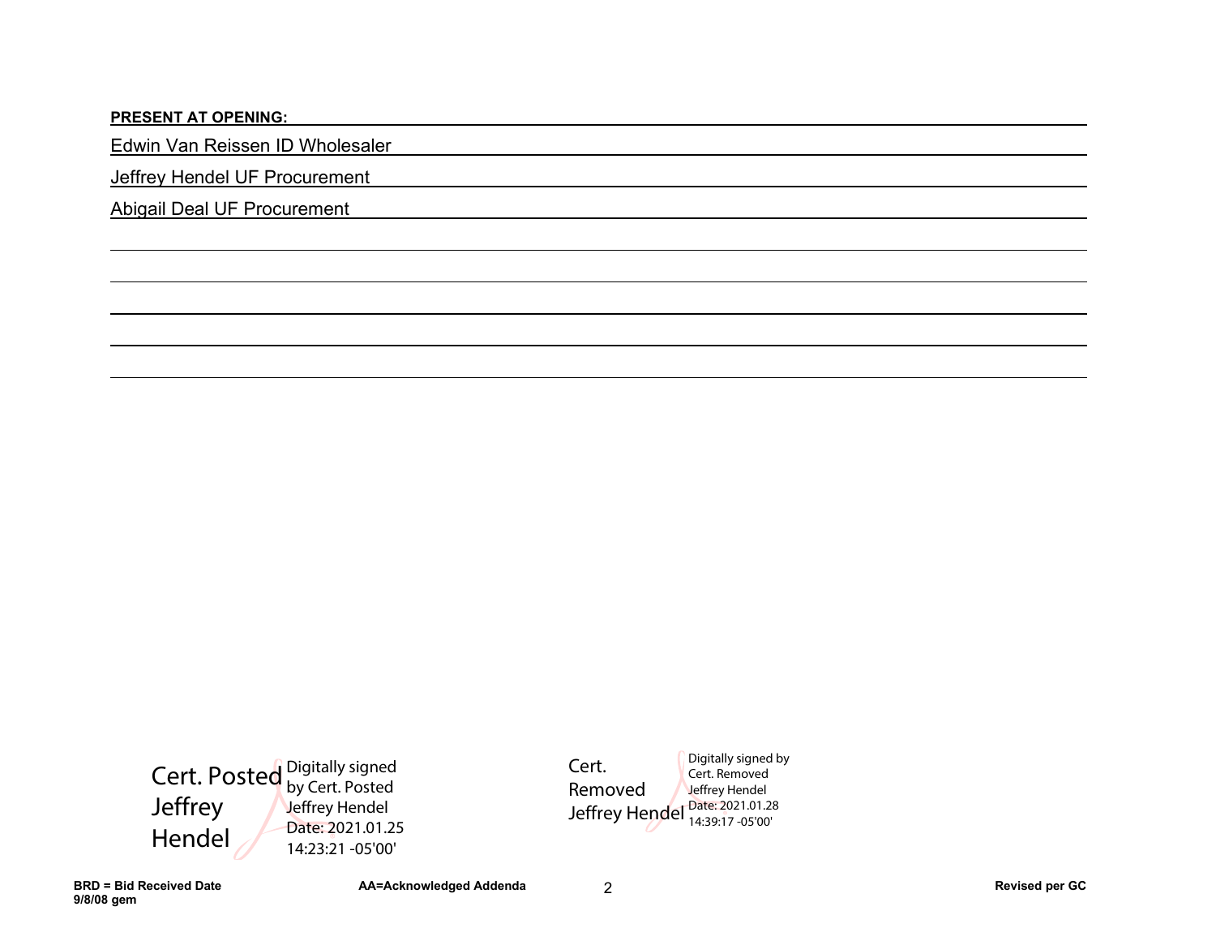**PRESENT AT OPENING:**

Edwin Van Reissen ID Wholesaler

Jeffrey Hendel UF Procurement

Abigail Deal UF Procurement

Cert. Posted Jeffrey Hendel

Digitally signed by Cert. Posted Jeffrey Hendel
Date: 2021.01.25 14:23:21 -05'00'

Cert. Removed Jeffrey Hendel

Digitally signed by Cert. Removed Jeffrey Hendel
Date: 2021.01.28 14:39:17 -05'00'

**BRD = Bid Received Date**
**9/8/08 gem**

**AA=Acknowledged Addenda**

**Revised per GC**